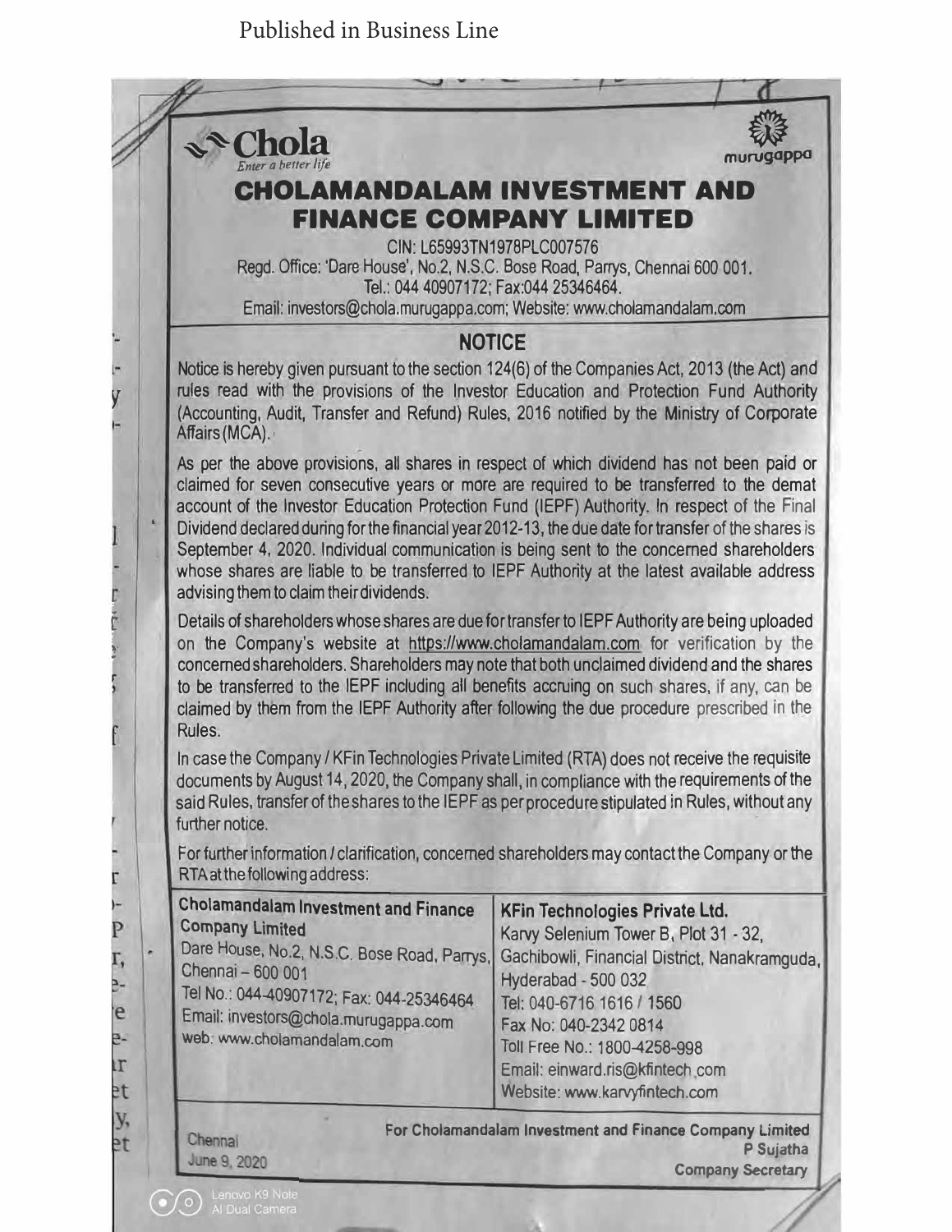Published in Business Line

Chola
*Enter a better life*

murugappa

# CHOLAMANDALAM INVESTMENT AND FINANCE COMPANY LIMITED

CIN: L65993TN1978PLC007576
Regd. Office: 'Dare House', No.2, N.S.C. Bose Road, Parrys, Chennai 600 001.
Tel.: 044 40907172; Fax:044 25346464.
Email: investors@chola.murugappa.com; Website: www.cholamandalam.com

## NOTICE

Notice is hereby given pursuant to the section 124(6) of the Companies Act, 2013 (the Act) and rules read with the provisions of the Investor Education and Protection Fund Authority (Accounting, Audit, Transfer and Refund) Rules, 2016 notified by the Ministry of Corporate Affairs (MCA).

As per the above provisions, all shares in respect of which dividend has not been paid or claimed for seven consecutive years or more are required to be transferred to the demat account of the Investor Education Protection Fund (IEPF) Authority. In respect of the Final Dividend declared during for the financial year 2012-13, the due date for transfer of the shares is September 4, 2020. Individual communication is being sent to the concerned shareholders whose shares are liable to be transferred to IEPF Authority at the latest available address advising them to claim their dividends.

Details of shareholders whose shares are due for transfer to IEPF Authority are being uploaded on the Company's website at https://www.cholamandalam.com for verification by the concerned shareholders. Shareholders may note that both unclaimed dividend and the shares to be transferred to the IEPF including all benefits accruing on such shares, if any, can be claimed by them from the IEPF Authority after following the due procedure prescribed in the Rules.

In case the Company / KFin Technologies Private Limited (RTA) does not receive the requisite documents by August 14, 2020, the Company shall, in compliance with the requirements of the said Rules, transfer of the shares to the IEPF as per procedure stipulated in Rules, without any further notice.

For further information / clarification, concerned shareholders may contact the Company or the RTA at the following address:

| **Cholamandalam Investment and Finance Company Limited** | **KFin Technologies Private Ltd.** |
|---|---|
| Dare House, No.2, N.S.C. Bose Road, Parrys, Chennai – 600 001 | Karvy Selenium Tower B, Plot 31 - 32, Gachibowli, Financial District, Nanakramguda, Hyderabad - 500 032 |
| Tel No.: 044-40907172; Fax: 044-25346464 | Tel: 040-6716 1616 / 1560 |
| Email: investors@chola.murugappa.com | Fax No: 040-2342 0814 |
| web: www.cholamandalam.com | Toll Free No.: 1800-4258-998 |
| | Email: einward.ris@kfintech.com |
| | Website: www.karvyfintech.com |

Chennai
June 9, 2020

**For Cholamandalam Investment and Finance Company Limited**
**P Sujatha**
**Company Secretary**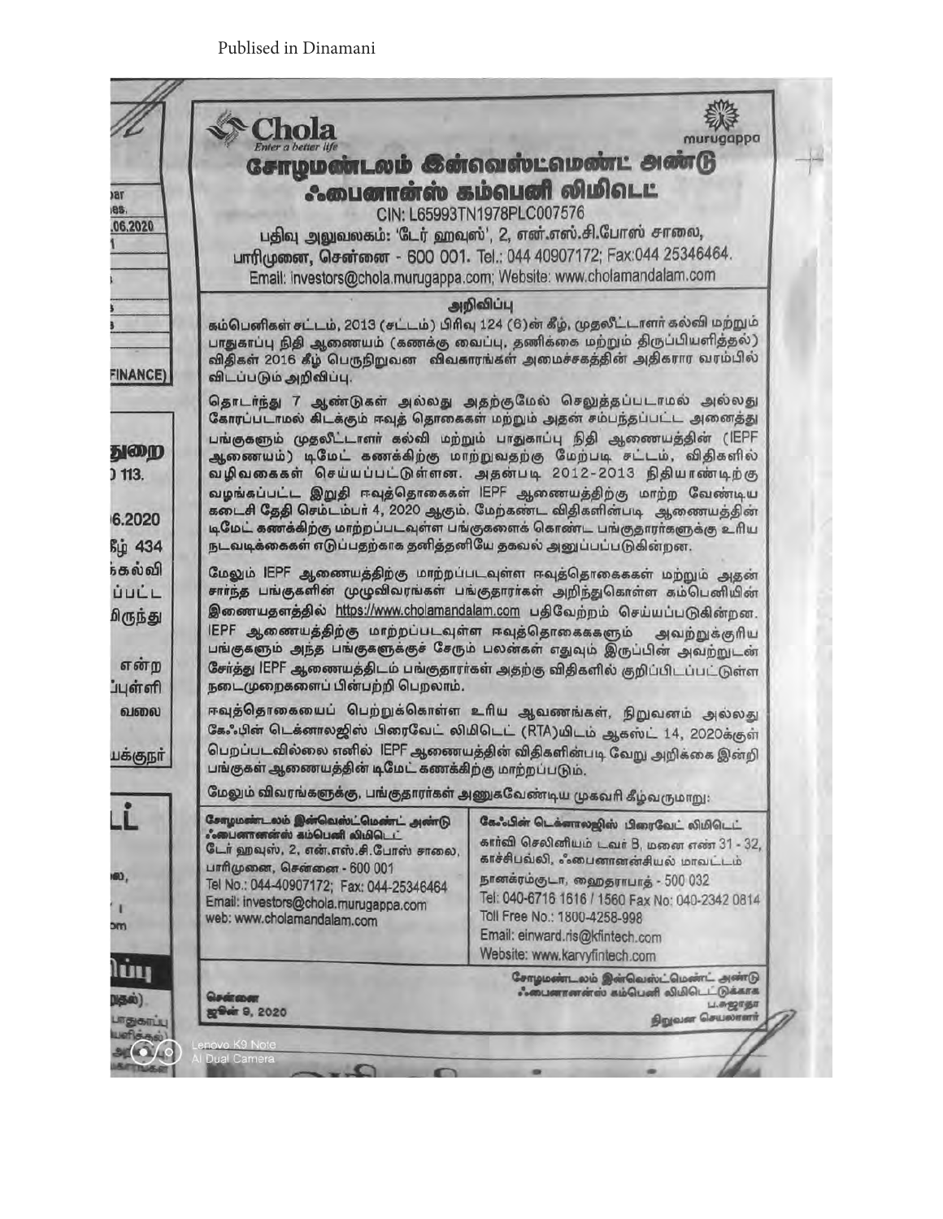Publised in Dinamani

Chola
Enter a better life

murugappa

# சோழமண்டலம் இன்வெஸ்ட்மெண்ட் அண்டு ஃபைனான்ஸ் கம்பெனி லிமிடெட்

CIN: L65993TN1978PLC007576

பதிவு அலுவலகம்: 'டேர் ஹவுஸ்', 2, என்.எஸ்.சி.போஸ் சாலை, பாரிமுனை, சென்னை - 600 001. Tel.: 044 40907172; Fax:044 25346464.
Email: investors@chola.murugappa.com; Website: www.cholamandalam.com

## அறிவிப்பு

கம்பெனிகள் சட்டம், 2013 (சட்டம்) பிரிவு 124 (6)ன் கீழ், முதலீட்டாளர் கல்வி மற்றும் பாதுகாப்பு நிதி ஆணையம் (கணக்கு வைப்பு, தணிக்கை மற்றும் திருப்பியளித்தல்) விதிகள் 2016 கீழ் பெருநிறுவன விவகாரங்கள் அமைச்சகத்தின் அதிகார வரம்பில் விடப்படும் அறிவிப்பு.

தொடர்ந்து 7 ஆண்டுகள் அல்லது அதற்குமேல் செலுத்தப்படாமல் அல்லது கோரப்படாமல் கிடக்கும் ஈவுத் தொகைகள் மற்றும் அதன் சம்பந்தப்பட்ட அனைத்து பங்குகளும் முதலீட்டாளர் கல்வி மற்றும் பாதுகாப்பு நிதி ஆணையத்தின் (IEPF ஆணையம்) டிமேட் கணக்கிற்கு மாற்றுவதற்கு மேற்படி சட்டம், விதிகளில் வழிவகைகள் செய்யப்பட்டுள்ளன. அதன்படி 2012-2013 நிதியாண்டிற்கு வழங்கப்பட்ட இறுதி ஈவுத்தொகைகள் IEPF ஆணையத்திற்கு மாற்ற வேண்டிய கடைசி தேதி செப்டம்பர் 4, 2020 ஆகும். மேற்கண்ட விதிகளின்படி ஆணையத்தின் டிமேட் கணக்கிற்கு மாற்றப்படவுள்ள பங்குகளைக் கொண்ட பங்குதாரர்களுக்கு உரிய நடவடிக்கைகள் எடுப்பதற்காக தனித்தனியே தகவல் அனுப்பப்படுகின்றன.

மேலும் IEPF ஆணையத்திற்கு மாற்றப்படவுள்ள ஈவுத்தொகைகள் மற்றும் அதன் சார்ந்த பங்குகளின் முழுவிவரங்கள் பங்குதாரர்கள் அறிந்துகொள்ள கம்பெனியின் இணையதளத்தில் https://www.cholamandalam.com பதிவேற்றம் செய்யப்படுகின்றன. IEPF ஆணையத்திற்கு மாற்றப்படவுள்ள ஈவுத்தொகைகளும் அவற்றுக்குரிய பங்குகளும் அந்த பங்குகளுக்குச் சேரும் பலன்கள் எதுவும் இருப்பின் அவற்றுடன் சேர்த்து IEPF ஆணையத்திடம் பங்குதாரர்கள் அதற்கு விதிகளில் குறிப்பிடப்பட்டுள்ள நடைமுறைகளைப் பின்பற்றி பெறலாம்.

ஈவுத்தொகையைப் பெற்றுக்கொள்ள உரிய ஆவணங்கள், நிறுவனம் அல்லது கேஃபின் டெக்னாலஜிஸ் பிரைவேட் லிமிடெட் (RTA)யிடம் ஆகஸ்ட் 14, 2020க்குள் பெறப்படவில்லை எனில் IEPF ஆணையத்தின் விதிகளின்படி வேறு அறிக்கை இன்றி பங்குகள் ஆணையத்தின் டிமேட் கணக்கிற்கு மாற்றப்படும்.

மேலும் விவரங்களுக்கு, பங்குதாரர்கள் அணுகவேண்டிய முகவரி கீழ்வருமாறு:

| | |
|---|---|
| **சோழமண்டலம் இன்வெஸ்ட்மெண்ட் அண்டு ஃபைனான்ஸ் கம்பெனி லிமிடெட்**<br>டேர் ஹவுஸ், 2, என்.எஸ்.சி.போஸ் சாலை, பாரிமுனை, சென்னை - 600 001<br>Tel No.: 044-40907172; Fax: 044-25346464<br>Email: investors@chola.murugappa.com<br>web: www.cholamandalam.com | **கேஃபின் டெக்னாலஜிஸ் பிரைவேட் லிமிடெட்**<br>கார்வி செலினியம் டவர் B, மனை எண் 31 - 32, கார்ச்சிபவ்லி, ஃபைனான்சியல் மாவட்டம் நானக்ரம்குடா, ஹைதராபாத் - 500 032<br>Tel: 040-6716 1616 / 1560 Fax No: 040-2342 0814<br>Toll Free No.: 1800-4258-998<br>Email: einward.ris@kfintech.com<br>Website: www.karvyfintech.com |

சென்னை
ஜூன் 9, 2020

சோழமண்டலம் இன்வெஸ்ட்மெண்ட் அண்டு ஃபைனான்ஸ் கம்பெனி லிமிடெட்டுக்காக
ப.சுஜாதா
நிறுவன செயலாளர்